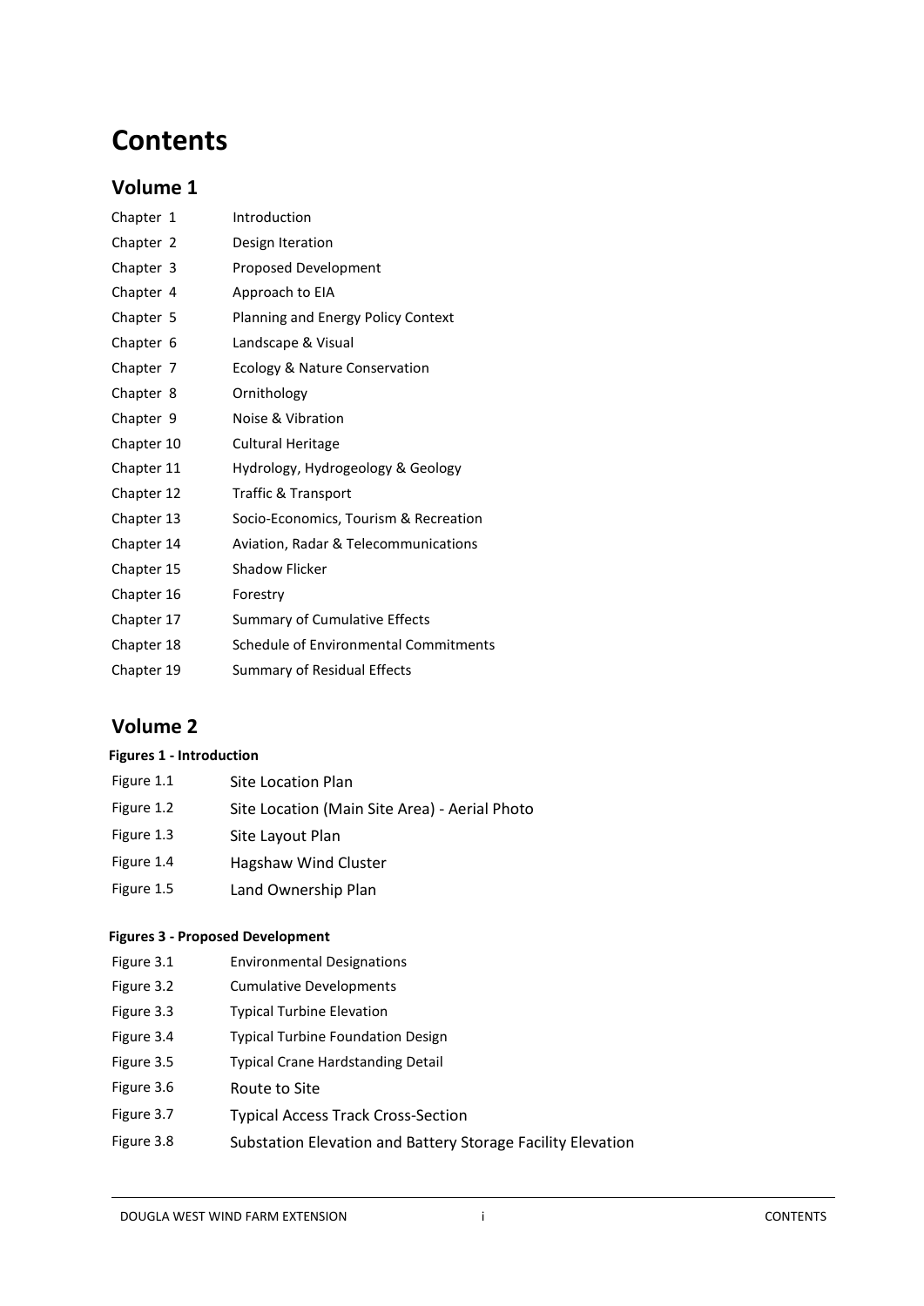# Contents

## Volume 1

| | |
|---|---|
| Chapter 1 | Introduction |
| Chapter 2 | Design Iteration |
| Chapter 3 | Proposed Development |
| Chapter 4 | Approach to EIA |
| Chapter 5 | Planning and Energy Policy Context |
| Chapter 6 | Landscape & Visual |
| Chapter 7 | Ecology & Nature Conservation |
| Chapter 8 | Ornithology |
| Chapter 9 | Noise & Vibration |
| Chapter 10 | Cultural Heritage |
| Chapter 11 | Hydrology, Hydrogeology & Geology |
| Chapter 12 | Traffic & Transport |
| Chapter 13 | Socio-Economics, Tourism & Recreation |
| Chapter 14 | Aviation, Radar & Telecommunications |
| Chapter 15 | Shadow Flicker |
| Chapter 16 | Forestry |
| Chapter 17 | Summary of Cumulative Effects |
| Chapter 18 | Schedule of Environmental Commitments |
| Chapter 19 | Summary of Residual Effects |

## Volume 2

**Figures 1 - Introduction**

| | |
|---|---|
| Figure 1.1 | Site Location Plan |
| Figure 1.2 | Site Location (Main Site Area) - Aerial Photo |
| Figure 1.3 | Site Layout Plan |
| Figure 1.4 | Hagshaw Wind Cluster |
| Figure 1.5 | Land Ownership Plan |

**Figures 3 - Proposed Development**

| | |
|---|---|
| Figure 3.1 | Environmental Designations |
| Figure 3.2 | Cumulative Developments |
| Figure 3.3 | Typical Turbine Elevation |
| Figure 3.4 | Typical Turbine Foundation Design |
| Figure 3.5 | Typical Crane Hardstanding Detail |
| Figure 3.6 | Route to Site |
| Figure 3.7 | Typical Access Track Cross-Section |
| Figure 3.8 | Substation Elevation and Battery Storage Facility Elevation |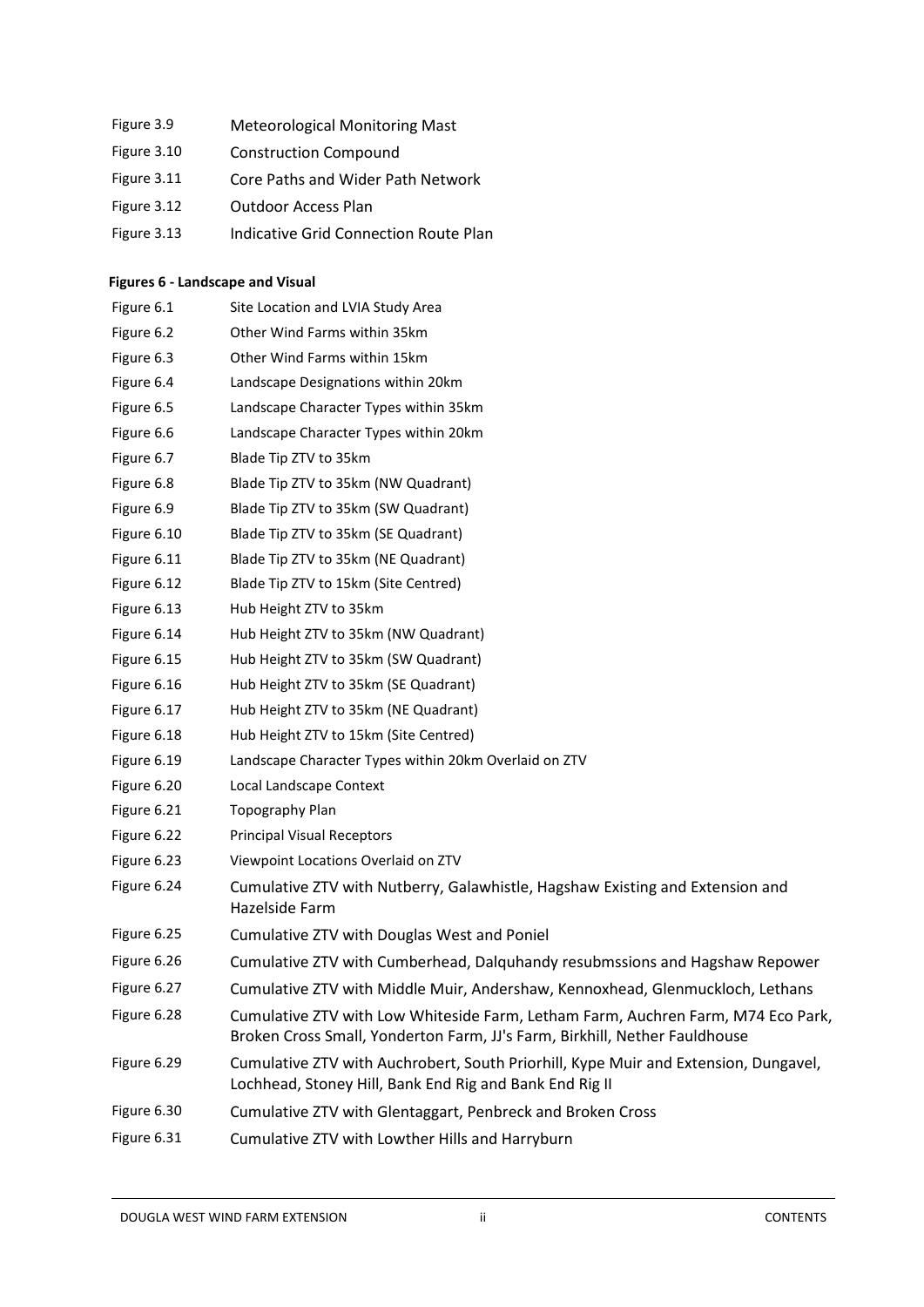| | |
|---|---|
| Figure 3.9 | Meteorological Monitoring Mast |
| Figure 3.10 | Construction Compound |
| Figure 3.11 | Core Paths and Wider Path Network |
| Figure 3.12 | Outdoor Access Plan |
| Figure 3.13 | Indicative Grid Connection Route Plan |

**Figures 6 - Landscape and Visual**

| | |
|---|---|
| Figure 6.1 | Site Location and LVIA Study Area |
| Figure 6.2 | Other Wind Farms within 35km |
| Figure 6.3 | Other Wind Farms within 15km |
| Figure 6.4 | Landscape Designations within 20km |
| Figure 6.5 | Landscape Character Types within 35km |
| Figure 6.6 | Landscape Character Types within 20km |
| Figure 6.7 | Blade Tip ZTV to 35km |
| Figure 6.8 | Blade Tip ZTV to 35km (NW Quadrant) |
| Figure 6.9 | Blade Tip ZTV to 35km (SW Quadrant) |
| Figure 6.10 | Blade Tip ZTV to 35km (SE Quadrant) |
| Figure 6.11 | Blade Tip ZTV to 35km (NE Quadrant) |
| Figure 6.12 | Blade Tip ZTV to 15km (Site Centred) |
| Figure 6.13 | Hub Height ZTV to 35km |
| Figure 6.14 | Hub Height ZTV to 35km (NW Quadrant) |
| Figure 6.15 | Hub Height ZTV to 35km (SW Quadrant) |
| Figure 6.16 | Hub Height ZTV to 35km (SE Quadrant) |
| Figure 6.17 | Hub Height ZTV to 35km (NE Quadrant) |
| Figure 6.18 | Hub Height ZTV to 15km (Site Centred) |
| Figure 6.19 | Landscape Character Types within 20km Overlaid on ZTV |
| Figure 6.20 | Local Landscape Context |
| Figure 6.21 | Topography Plan |
| Figure 6.22 | Principal Visual Receptors |
| Figure 6.23 | Viewpoint Locations Overlaid on ZTV |
| Figure 6.24 | Cumulative ZTV with Nutberry, Galawhistle, Hagshaw Existing and Extension and Hazelside Farm |
| Figure 6.25 | Cumulative ZTV with Douglas West and Poniel |
| Figure 6.26 | Cumulative ZTV with Cumberhead, Dalquhandy resubmssions and Hagshaw Repower |
| Figure 6.27 | Cumulative ZTV with Middle Muir, Andershaw, Kennoxhead, Glenmuckloch, Lethans |
| Figure 6.28 | Cumulative ZTV with Low Whiteside Farm, Letham Farm, Auchren Farm, M74 Eco Park, Broken Cross Small, Yonderton Farm, JJ's Farm, Birkhill, Nether Fauldhouse |
| Figure 6.29 | Cumulative ZTV with Auchrobert, South Priorhill, Kype Muir and Extension, Dungavel, Lochhead, Stoney Hill, Bank End Rig and Bank End Rig II |
| Figure 6.30 | Cumulative ZTV with Glentaggart, Penbreck and Broken Cross |
| Figure 6.31 | Cumulative ZTV with Lowther Hills and Harryburn |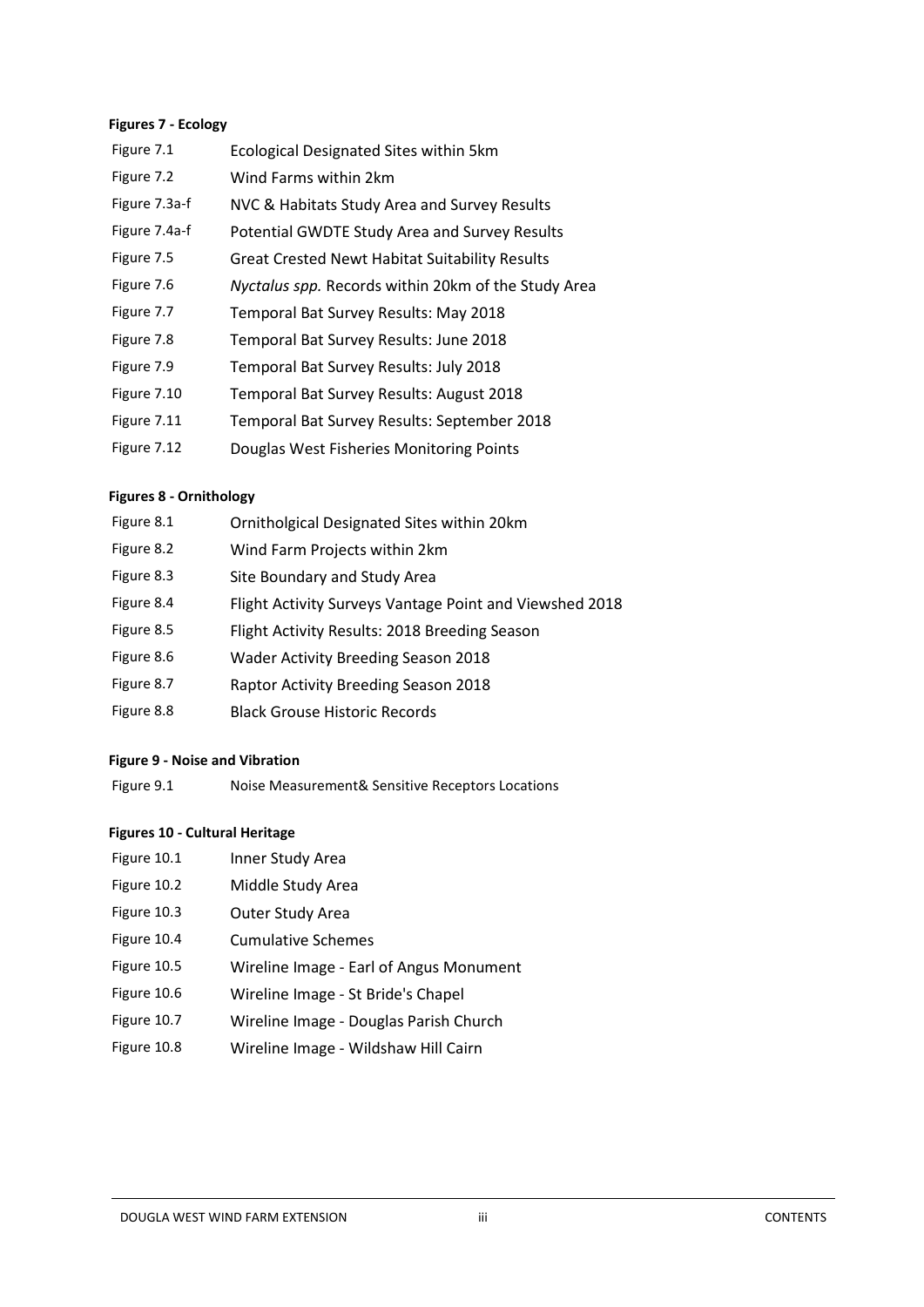**Figures 7 - Ecology**

| | |
|---|---|
| Figure 7.1 | Ecological Designated Sites within 5km |
| Figure 7.2 | Wind Farms within 2km |
| Figure 7.3a-f | NVC & Habitats Study Area and Survey Results |
| Figure 7.4a-f | Potential GWDTE Study Area and Survey Results |
| Figure 7.5 | Great Crested Newt Habitat Suitability Results |
| Figure 7.6 | *Nyctalus spp.* Records within 20km of the Study Area |
| Figure 7.7 | Temporal Bat Survey Results: May 2018 |
| Figure 7.8 | Temporal Bat Survey Results: June 2018 |
| Figure 7.9 | Temporal Bat Survey Results: July 2018 |
| Figure 7.10 | Temporal Bat Survey Results: August 2018 |
| Figure 7.11 | Temporal Bat Survey Results: September 2018 |
| Figure 7.12 | Douglas West Fisheries Monitoring Points |

**Figures 8 - Ornithology**

| | |
|---|---|
| Figure 8.1 | Ornitholgical Designated Sites within 20km |
| Figure 8.2 | Wind Farm Projects within 2km |
| Figure 8.3 | Site Boundary and Study Area |
| Figure 8.4 | Flight Activity Surveys Vantage Point and Viewshed 2018 |
| Figure 8.5 | Flight Activity Results: 2018 Breeding Season |
| Figure 8.6 | Wader Activity Breeding Season 2018 |
| Figure 8.7 | Raptor Activity Breeding Season 2018 |
| Figure 8.8 | Black Grouse Historic Records |

**Figure 9 - Noise and Vibration**

| | |
|---|---|
| Figure 9.1 | Noise Measurement& Sensitive Receptors Locations |

**Figures 10 - Cultural Heritage**

| | |
|---|---|
| Figure 10.1 | Inner Study Area |
| Figure 10.2 | Middle Study Area |
| Figure 10.3 | Outer Study Area |
| Figure 10.4 | Cumulative Schemes |
| Figure 10.5 | Wireline Image - Earl of Angus Monument |
| Figure 10.6 | Wireline Image - St Bride's Chapel |
| Figure 10.7 | Wireline Image - Douglas Parish Church |
| Figure 10.8 | Wireline Image - Wildshaw Hill Cairn |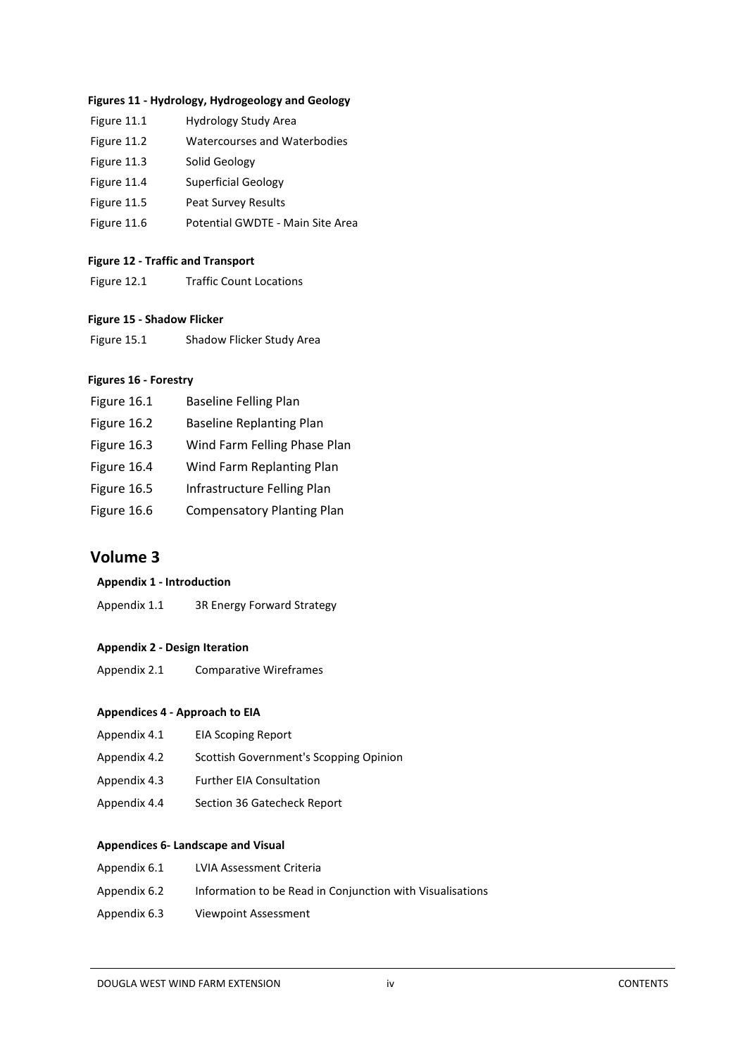**Figures 11 - Hydrology, Hydrogeology and Geology**

| | |
|---|---|
| Figure 11.1 | Hydrology Study Area |
| Figure 11.2 | Watercourses and Waterbodies |
| Figure 11.3 | Solid Geology |
| Figure 11.4 | Superficial Geology |
| Figure 11.5 | Peat Survey Results |
| Figure 11.6 | Potential GWDTE - Main Site Area |

**Figure 12 - Traffic and Transport**

| | |
|---|---|
| Figure 12.1 | Traffic Count Locations |

**Figure 15 - Shadow Flicker**

| | |
|---|---|
| Figure 15.1 | Shadow Flicker Study Area |

**Figures 16 - Forestry**

| | |
|---|---|
| Figure 16.1 | Baseline Felling Plan |
| Figure 16.2 | Baseline Replanting Plan |
| Figure 16.3 | Wind Farm Felling Phase Plan |
| Figure 16.4 | Wind Farm Replanting Plan |
| Figure 16.5 | Infrastructure Felling Plan |
| Figure 16.6 | Compensatory Planting Plan |

## Volume 3

**Appendix 1 - Introduction**

| | |
|---|---|
| Appendix 1.1 | 3R Energy Forward Strategy |

**Appendix 2 - Design Iteration**

| | |
|---|---|
| Appendix 2.1 | Comparative Wireframes |

**Appendices 4 - Approach to EIA**

| | |
|---|---|
| Appendix 4.1 | EIA Scoping Report |
| Appendix 4.2 | Scottish Government's Scopping Opinion |
| Appendix 4.3 | Further EIA Consultation |
| Appendix 4.4 | Section 36 Gatecheck Report |

**Appendices 6- Landscape and Visual**

| | |
|---|---|
| Appendix 6.1 | LVIA Assessment Criteria |
| Appendix 6.2 | Information to be Read in Conjunction with Visualisations |
| Appendix 6.3 | Viewpoint Assessment |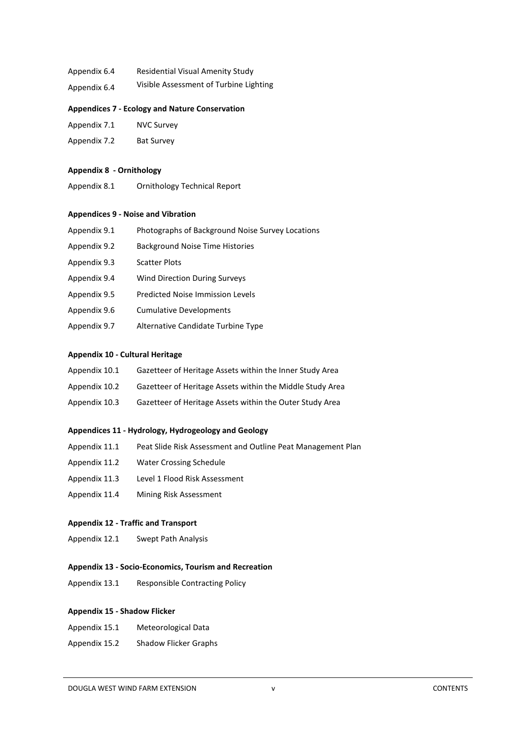| | |
|---|---|
| Appendix 6.4 | Residential Visual Amenity Study |
| Appendix 6.4 | Visible Assessment of Turbine Lighting |

**Appendices 7 - Ecology and Nature Conservation**

| | |
|---|---|
| Appendix 7.1 | NVC Survey |
| Appendix 7.2 | Bat Survey |

**Appendix 8 - Ornithology**

| | |
|---|---|
| Appendix 8.1 | Ornithology Technical Report |

**Appendices 9 - Noise and Vibration**

| | |
|---|---|
| Appendix 9.1 | Photographs of Background Noise Survey Locations |
| Appendix 9.2 | Background Noise Time Histories |
| Appendix 9.3 | Scatter Plots |
| Appendix 9.4 | Wind Direction During Surveys |
| Appendix 9.5 | Predicted Noise Immission Levels |
| Appendix 9.6 | Cumulative Developments |
| Appendix 9.7 | Alternative Candidate Turbine Type |

**Appendix 10 - Cultural Heritage**

| | |
|---|---|
| Appendix 10.1 | Gazetteer of Heritage Assets within the Inner Study Area |
| Appendix 10.2 | Gazetteer of Heritage Assets within the Middle Study Area |
| Appendix 10.3 | Gazetteer of Heritage Assets within the Outer Study Area |

**Appendices 11 - Hydrology, Hydrogeology and Geology**

| | |
|---|---|
| Appendix 11.1 | Peat Slide Risk Assessment and Outline Peat Management Plan |
| Appendix 11.2 | Water Crossing Schedule |
| Appendix 11.3 | Level 1 Flood Risk Assessment |
| Appendix 11.4 | Mining Risk Assessment |

**Appendix 12 - Traffic and Transport**

| | |
|---|---|
| Appendix 12.1 | Swept Path Analysis |

**Appendix 13 - Socio-Economics, Tourism and Recreation**

| | |
|---|---|
| Appendix 13.1 | Responsible Contracting Policy |

**Appendix 15 - Shadow Flicker**

| | |
|---|---|
| Appendix 15.1 | Meteorological Data |
| Appendix 15.2 | Shadow Flicker Graphs |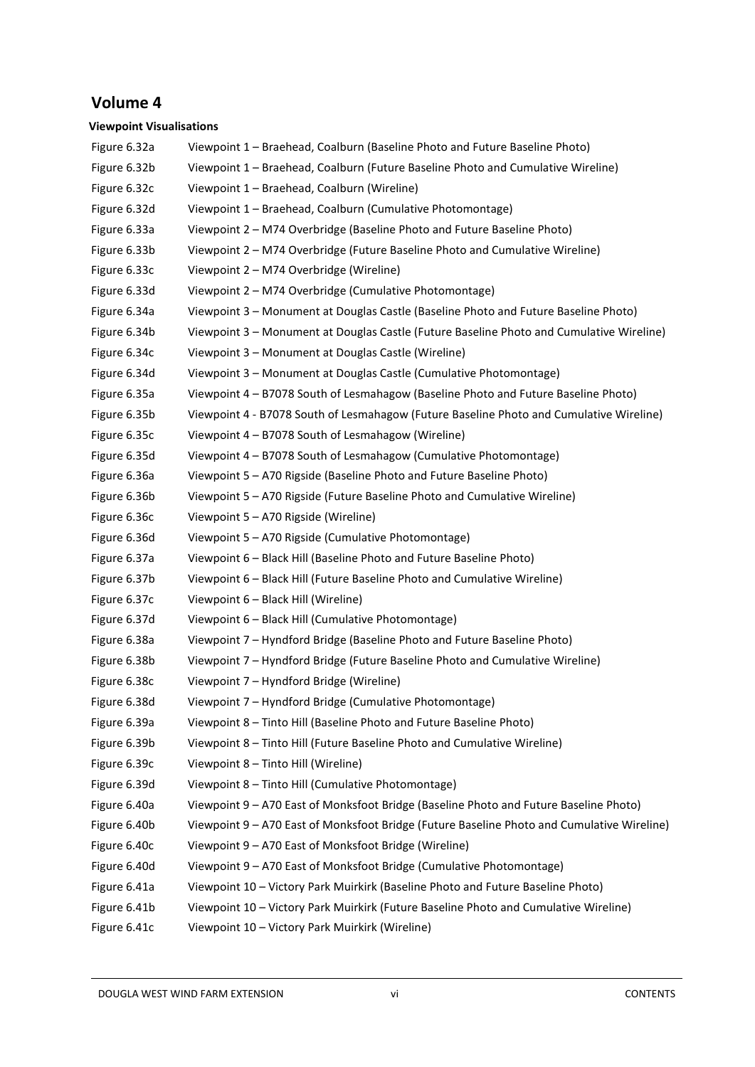# Volume 4

**Viewpoint Visualisations**

| | |
|---|---|
| Figure 6.32a | Viewpoint 1 – Braehead, Coalburn (Baseline Photo and Future Baseline Photo) |
| Figure 6.32b | Viewpoint 1 – Braehead, Coalburn (Future Baseline Photo and Cumulative Wireline) |
| Figure 6.32c | Viewpoint 1 – Braehead, Coalburn (Wireline) |
| Figure 6.32d | Viewpoint 1 – Braehead, Coalburn (Cumulative Photomontage) |
| Figure 6.33a | Viewpoint 2 – M74 Overbridge (Baseline Photo and Future Baseline Photo) |
| Figure 6.33b | Viewpoint 2 – M74 Overbridge (Future Baseline Photo and Cumulative Wireline) |
| Figure 6.33c | Viewpoint 2 – M74 Overbridge (Wireline) |
| Figure 6.33d | Viewpoint 2 – M74 Overbridge (Cumulative Photomontage) |
| Figure 6.34a | Viewpoint 3 – Monument at Douglas Castle (Baseline Photo and Future Baseline Photo) |
| Figure 6.34b | Viewpoint 3 – Monument at Douglas Castle (Future Baseline Photo and Cumulative Wireline) |
| Figure 6.34c | Viewpoint 3 – Monument at Douglas Castle (Wireline) |
| Figure 6.34d | Viewpoint 3 – Monument at Douglas Castle (Cumulative Photomontage) |
| Figure 6.35a | Viewpoint 4 – B7078 South of Lesmahagow (Baseline Photo and Future Baseline Photo) |
| Figure 6.35b | Viewpoint 4 - B7078 South of Lesmahagow (Future Baseline Photo and Cumulative Wireline) |
| Figure 6.35c | Viewpoint 4 – B7078 South of Lesmahagow (Wireline) |
| Figure 6.35d | Viewpoint 4 – B7078 South of Lesmahagow (Cumulative Photomontage) |
| Figure 6.36a | Viewpoint 5 – A70 Rigside (Baseline Photo and Future Baseline Photo) |
| Figure 6.36b | Viewpoint 5 – A70 Rigside (Future Baseline Photo and Cumulative Wireline) |
| Figure 6.36c | Viewpoint 5 – A70 Rigside (Wireline) |
| Figure 6.36d | Viewpoint 5 – A70 Rigside (Cumulative Photomontage) |
| Figure 6.37a | Viewpoint 6 – Black Hill (Baseline Photo and Future Baseline Photo) |
| Figure 6.37b | Viewpoint 6 – Black Hill (Future Baseline Photo and Cumulative Wireline) |
| Figure 6.37c | Viewpoint 6 – Black Hill (Wireline) |
| Figure 6.37d | Viewpoint 6 – Black Hill (Cumulative Photomontage) |
| Figure 6.38a | Viewpoint 7 – Hyndford Bridge (Baseline Photo and Future Baseline Photo) |
| Figure 6.38b | Viewpoint 7 – Hyndford Bridge (Future Baseline Photo and Cumulative Wireline) |
| Figure 6.38c | Viewpoint 7 – Hyndford Bridge (Wireline) |
| Figure 6.38d | Viewpoint 7 – Hyndford Bridge (Cumulative Photomontage) |
| Figure 6.39a | Viewpoint 8 – Tinto Hill (Baseline Photo and Future Baseline Photo) |
| Figure 6.39b | Viewpoint 8 – Tinto Hill (Future Baseline Photo and Cumulative Wireline) |
| Figure 6.39c | Viewpoint 8 – Tinto Hill (Wireline) |
| Figure 6.39d | Viewpoint 8 – Tinto Hill (Cumulative Photomontage) |
| Figure 6.40a | Viewpoint 9 – A70 East of Monksfoot Bridge (Baseline Photo and Future Baseline Photo) |
| Figure 6.40b | Viewpoint 9 – A70 East of Monksfoot Bridge (Future Baseline Photo and Cumulative Wireline) |
| Figure 6.40c | Viewpoint 9 – A70 East of Monksfoot Bridge (Wireline) |
| Figure 6.40d | Viewpoint 9 – A70 East of Monksfoot Bridge (Cumulative Photomontage) |
| Figure 6.41a | Viewpoint 10 – Victory Park Muirkirk (Baseline Photo and Future Baseline Photo) |
| Figure 6.41b | Viewpoint 10 – Victory Park Muirkirk (Future Baseline Photo and Cumulative Wireline) |
| Figure 6.41c | Viewpoint 10 – Victory Park Muirkirk (Wireline) |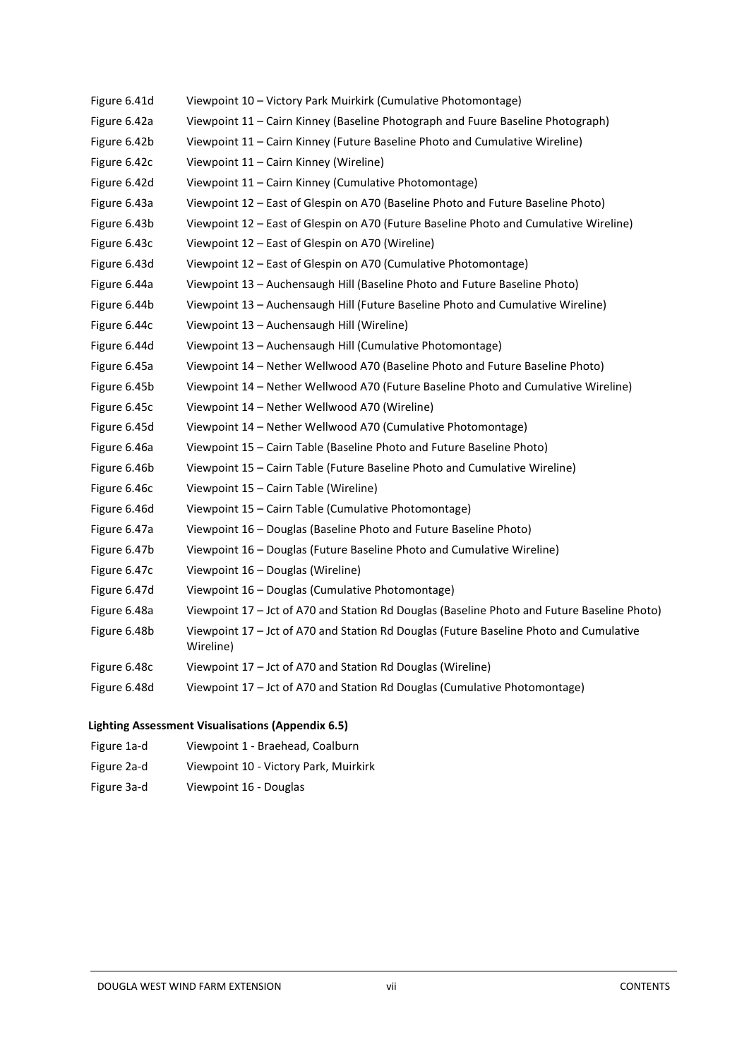| | |
|---|---|
| Figure 6.41d | Viewpoint 10 – Victory Park Muirkirk (Cumulative Photomontage) |
| Figure 6.42a | Viewpoint 11 – Cairn Kinney (Baseline Photograph and Fuure Baseline Photograph) |
| Figure 6.42b | Viewpoint 11 – Cairn Kinney (Future Baseline Photo and Cumulative Wireline) |
| Figure 6.42c | Viewpoint 11 – Cairn Kinney (Wireline) |
| Figure 6.42d | Viewpoint 11 – Cairn Kinney (Cumulative Photomontage) |
| Figure 6.43a | Viewpoint 12 – East of Glespin on A70 (Baseline Photo and Future Baseline Photo) |
| Figure 6.43b | Viewpoint 12 – East of Glespin on A70 (Future Baseline Photo and Cumulative Wireline) |
| Figure 6.43c | Viewpoint 12 – East of Glespin on A70 (Wireline) |
| Figure 6.43d | Viewpoint 12 – East of Glespin on A70 (Cumulative Photomontage) |
| Figure 6.44a | Viewpoint 13 – Auchensaugh Hill (Baseline Photo and Future Baseline Photo) |
| Figure 6.44b | Viewpoint 13 – Auchensaugh Hill (Future Baseline Photo and Cumulative Wireline) |
| Figure 6.44c | Viewpoint 13 – Auchensaugh Hill (Wireline) |
| Figure 6.44d | Viewpoint 13 – Auchensaugh Hill (Cumulative Photomontage) |
| Figure 6.45a | Viewpoint 14 – Nether Wellwood A70 (Baseline Photo and Future Baseline Photo) |
| Figure 6.45b | Viewpoint 14 – Nether Wellwood A70 (Future Baseline Photo and Cumulative Wireline) |
| Figure 6.45c | Viewpoint 14 – Nether Wellwood A70 (Wireline) |
| Figure 6.45d | Viewpoint 14 – Nether Wellwood A70 (Cumulative Photomontage) |
| Figure 6.46a | Viewpoint 15 – Cairn Table (Baseline Photo and Future Baseline Photo) |
| Figure 6.46b | Viewpoint 15 – Cairn Table (Future Baseline Photo and Cumulative Wireline) |
| Figure 6.46c | Viewpoint 15 – Cairn Table (Wireline) |
| Figure 6.46d | Viewpoint 15 – Cairn Table (Cumulative Photomontage) |
| Figure 6.47a | Viewpoint 16 – Douglas (Baseline Photo and Future Baseline Photo) |
| Figure 6.47b | Viewpoint 16 – Douglas (Future Baseline Photo and Cumulative Wireline) |
| Figure 6.47c | Viewpoint 16 – Douglas (Wireline) |
| Figure 6.47d | Viewpoint 16 – Douglas (Cumulative Photomontage) |
| Figure 6.48a | Viewpoint 17 – Jct of A70 and Station Rd Douglas (Baseline Photo and Future Baseline Photo) |
| Figure 6.48b | Viewpoint 17 – Jct of A70 and Station Rd Douglas (Future Baseline Photo and Cumulative Wireline) |
| Figure 6.48c | Viewpoint 17 – Jct of A70 and Station Rd Douglas (Wireline) |
| Figure 6.48d | Viewpoint 17 – Jct of A70 and Station Rd Douglas (Cumulative Photomontage) |

**Lighting Assessment Visualisations (Appendix 6.5)**

| | |
|---|---|
| Figure 1a-d | Viewpoint 1 - Braehead, Coalburn |
| Figure 2a-d | Viewpoint 10 - Victory Park, Muirkirk |
| Figure 3a-d | Viewpoint 16 - Douglas |